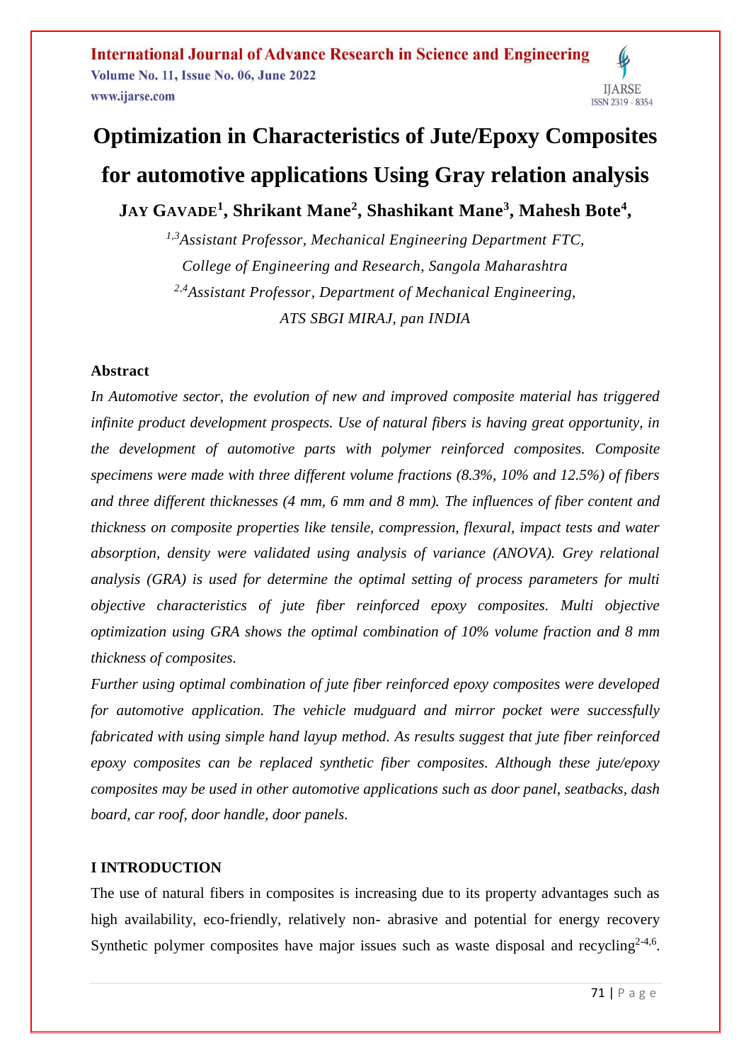# Optimization in Characteristics of Jute/Epoxy Composites for automotive applications Using Gray relation analysis

**JAY GAVADE[1], Shrikant Mane[2], Shashikant Mane[3], Mahesh Bote[4],**

*[1,3]Assistant Professor, Mechanical Engineering Department FTC, College of Engineering and Research, Sangola Maharashtra*

*[2,4]Assistant Professor, Department of Mechanical Engineering, ATS SBGI MIRAJ, pan INDIA*

## Abstract

*In Automotive sector, the evolution of new and improved composite material has triggered infinite product development prospects. Use of natural fibers is having great opportunity, in the development of automotive parts with polymer reinforced composites. Composite specimens were made with three different volume fractions (8.3%, 10% and 12.5%) of fibers and three different thicknesses (4 mm, 6 mm and 8 mm). The influences of fiber content and thickness on composite properties like tensile, compression, flexural, impact tests and water absorption, density were validated using analysis of variance (ANOVA). Grey relational analysis (GRA) is used for determine the optimal setting of process parameters for multi objective characteristics of jute fiber reinforced epoxy composites. Multi objective optimization using GRA shows the optimal combination of 10% volume fraction and 8 mm thickness of composites.*

*Further using optimal combination of jute fiber reinforced epoxy composites were developed for automotive application. The vehicle mudguard and mirror pocket were successfully fabricated with using simple hand layup method. As results suggest that jute fiber reinforced epoxy composites can be replaced synthetic fiber composites. Although these jute/epoxy composites may be used in other automotive applications such as door panel, seatbacks, dash board, car roof, door handle, door panels.*

## I INTRODUCTION

The use of natural fibers in composites is increasing due to its property advantages such as high availability, eco-friendly, relatively non- abrasive and potential for energy recovery Synthetic polymer composites have major issues such as waste disposal and recycling[2-4,6].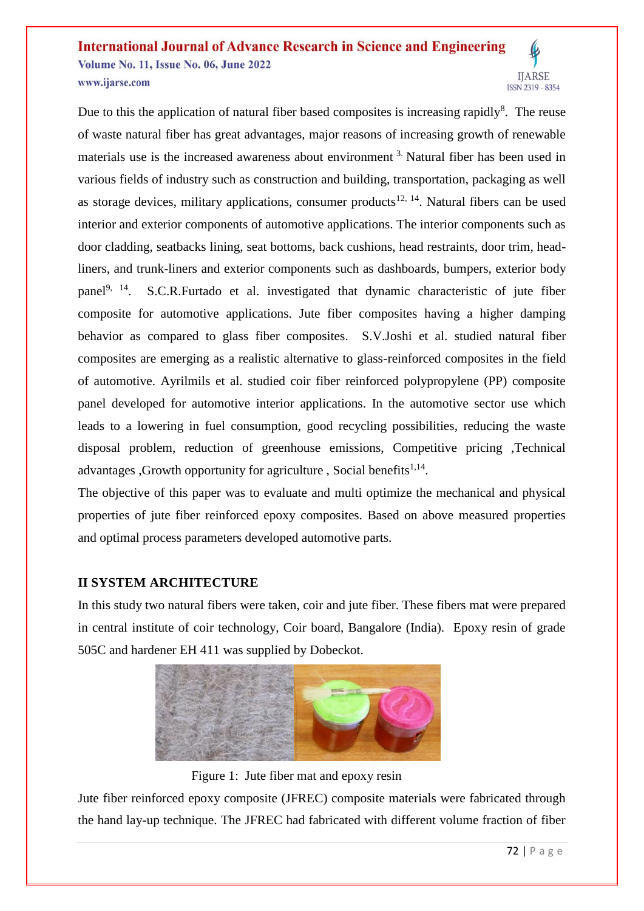Due to this the application of natural fiber based composites is increasing rapidly[8]. The reuse of waste natural fiber has great advantages, major reasons of increasing growth of renewable materials use is the increased awareness about environment [3.] Natural fiber has been used in various fields of industry such as construction and building, transportation, packaging as well as storage devices, military applications, consumer products[12, 14]. Natural fibers can be used interior and exterior components of automotive applications. The interior components such as door cladding, seatbacks lining, seat bottoms, back cushions, head restraints, door trim, head-liners, and trunk-liners and exterior components such as dashboards, bumpers, exterior body panel[9, 14]. S.C.R.Furtado et al. investigated that dynamic characteristic of jute fiber composite for automotive applications. Jute fiber composites having a higher damping behavior as compared to glass fiber composites. S.V.Joshi et al. studied natural fiber composites are emerging as a realistic alternative to glass-reinforced composites in the field of automotive. Ayrilmils et al. studied coir fiber reinforced polypropylene (PP) composite panel developed for automotive interior applications. In the automotive sector use which leads to a lowering in fuel consumption, good recycling possibilities, reducing the waste disposal problem, reduction of greenhouse emissions, Competitive pricing ,Technical advantages ,Growth opportunity for agriculture , Social benefits[1,14].

The objective of this paper was to evaluate and multi optimize the mechanical and physical properties of jute fiber reinforced epoxy composites. Based on above measured properties and optimal process parameters developed automotive parts.

## II SYSTEM ARCHITECTURE

In this study two natural fibers were taken, coir and jute fiber. These fibers mat were prepared in central institute of coir technology, Coir board, Bangalore (India). Epoxy resin of grade 505C and hardener EH 411 was supplied by Dobeckot.

Figure 1: Jute fiber mat and epoxy resin

Jute fiber reinforced epoxy composite (JFREC) composite materials were fabricated through the hand lay-up technique. The JFREC had fabricated with different volume fraction of fiber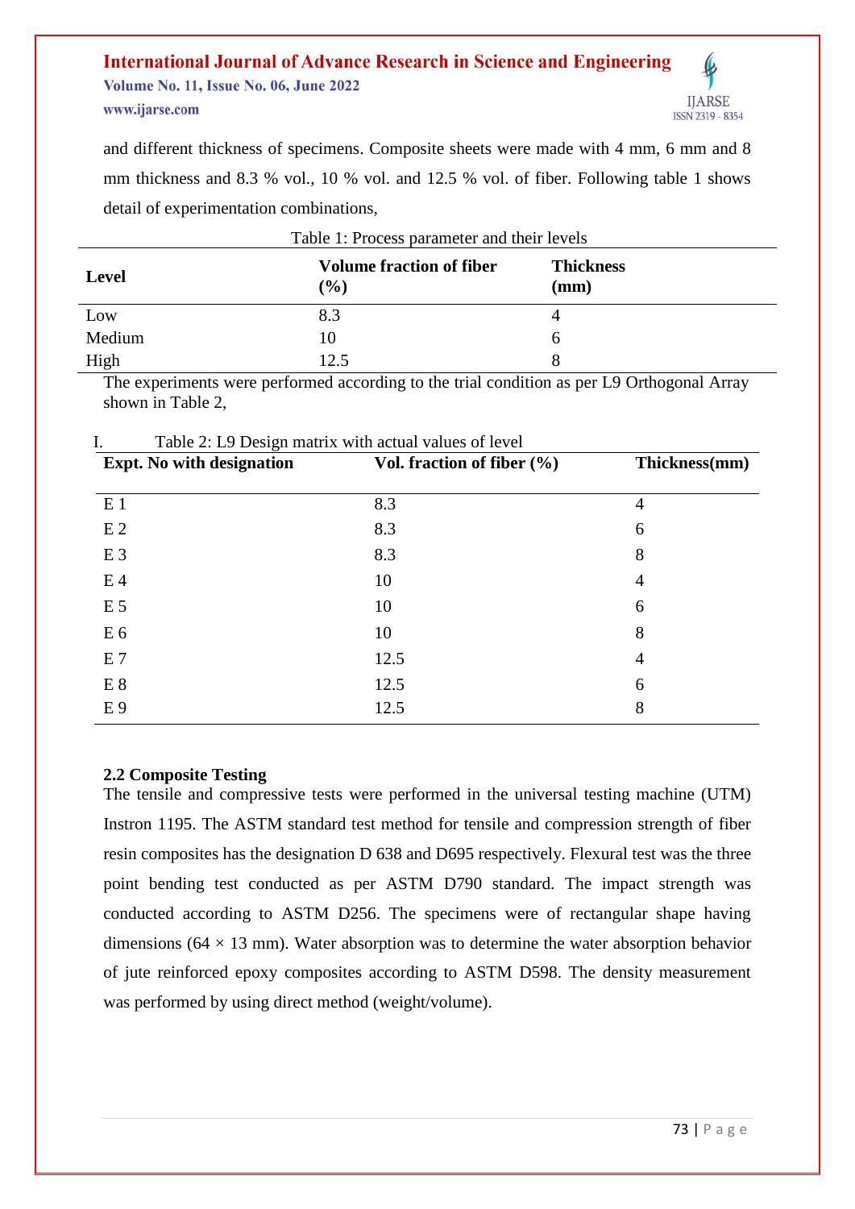and different thickness of specimens. Composite sheets were made with 4 mm, 6 mm and 8 mm thickness and 8.3 % vol., 10 % vol. and 12.5 % vol. of fiber. Following table 1 shows detail of experimentation combinations,

Table 1: Process parameter and their levels

| Level | Volume fraction of fiber (%) | Thickness (mm) |
|---|---|---|
| Low | 8.3 | 4 |
| Medium | 10 | 6 |
| High | 12.5 | 8 |

The experiments were performed according to the trial condition as per L9 Orthogonal Array shown in Table 2,

I. Table 2: L9 Design matrix with actual values of level

| Expt. No with designation | Vol. fraction of fiber (%) | Thickness(mm) |
|---|---|---|
| E 1 | 8.3 | 4 |
| E 2 | 8.3 | 6 |
| E 3 | 8.3 | 8 |
| E 4 | 10 | 4 |
| E 5 | 10 | 6 |
| E 6 | 10 | 8 |
| E 7 | 12.5 | 4 |
| E 8 | 12.5 | 6 |
| E 9 | 12.5 | 8 |

### 2.2 Composite Testing

The tensile and compressive tests were performed in the universal testing machine (UTM) Instron 1195. The ASTM standard test method for tensile and compression strength of fiber resin composites has the designation D 638 and D695 respectively. Flexural test was the three point bending test conducted as per ASTM D790 standard. The impact strength was conducted according to ASTM D256. The specimens were of rectangular shape having dimensions (64 × 13 mm). Water absorption was to determine the water absorption behavior of jute reinforced epoxy composites according to ASTM D598. The density measurement was performed by using direct method (weight/volume).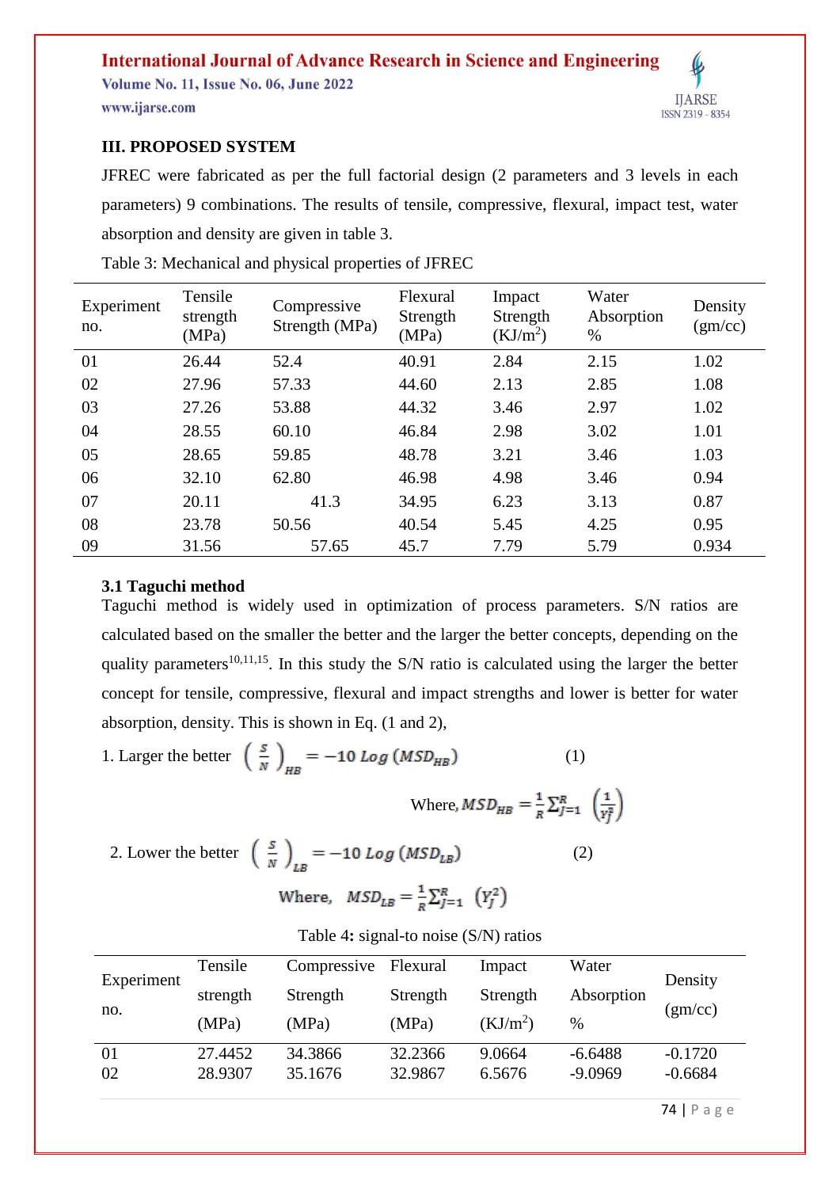## III. PROPOSED SYSTEM

JFREC were fabricated as per the full factorial design (2 parameters and 3 levels in each parameters) 9 combinations. The results of tensile, compressive, flexural, impact test, water absorption and density are given in table 3.

Table 3: Mechanical and physical properties of JFREC

| Experiment no. | Tensile strength (MPa) | Compressive Strength (MPa) | Flexural Strength (MPa) | Impact Strength ($KJ/m^2$) | Water Absorption % | Density (gm/cc) |
|---|---|---|---|---|---|---|
| 01 | 26.44 | 52.4 | 40.91 | 2.84 | 2.15 | 1.02 |
| 02 | 27.96 | 57.33 | 44.60 | 2.13 | 2.85 | 1.08 |
| 03 | 27.26 | 53.88 | 44.32 | 3.46 | 2.97 | 1.02 |
| 04 | 28.55 | 60.10 | 46.84 | 2.98 | 3.02 | 1.01 |
| 05 | 28.65 | 59.85 | 48.78 | 3.21 | 3.46 | 1.03 |
| 06 | 32.10 | 62.80 | 46.98 | 4.98 | 3.46 | 0.94 |
| 07 | 20.11 | 41.3 | 34.95 | 6.23 | 3.13 | 0.87 |
| 08 | 23.78 | 50.56 | 40.54 | 5.45 | 4.25 | 0.95 |
| 09 | 31.56 | 57.65 | 45.7 | 7.79 | 5.79 | 0.934 |

### 3.1 Taguchi method

Taguchi method is widely used in optimization of process parameters. S/N ratios are calculated based on the smaller the better and the larger the better concepts, depending on the quality parameters[10,11,15]. In this study the S/N ratio is calculated using the larger the better concept for tensile, compressive, flexural and impact strengths and lower is better for water absorption, density. This is shown in Eq. (1 and 2),

1. Larger the better $\left(\frac{S}{N}\right)_{HB} = -10\, Log\,(MSD_{HB})$ (1)

Where, $MSD_{HB} = \frac{1}{R}\sum_{J=1}^{R}\left(\frac{1}{Y_J^2}\right)$

2. Lower the better $\left(\frac{S}{N}\right)_{LB} = -10\, Log\,(MSD_{LB})$ (2)

Where, $MSD_{LB} = \frac{1}{R}\sum_{J=1}^{R}\left(Y_J^2\right)$

Table 4: signal-to noise (S/N) ratios

| Experiment no. | Tensile strength (MPa) | Compressive Strength (MPa) | Flexural Strength (MPa) | Impact Strength ($KJ/m^2$) | Water Absorption % | Density (gm/cc) |
|---|---|---|---|---|---|---|
| 01 | 27.4452 | 34.3866 | 32.2366 | 9.0664 | -6.6488 | -0.1720 |
| 02 | 28.9307 | 35.1676 | 32.9867 | 6.5676 | -9.0969 | -0.6684 |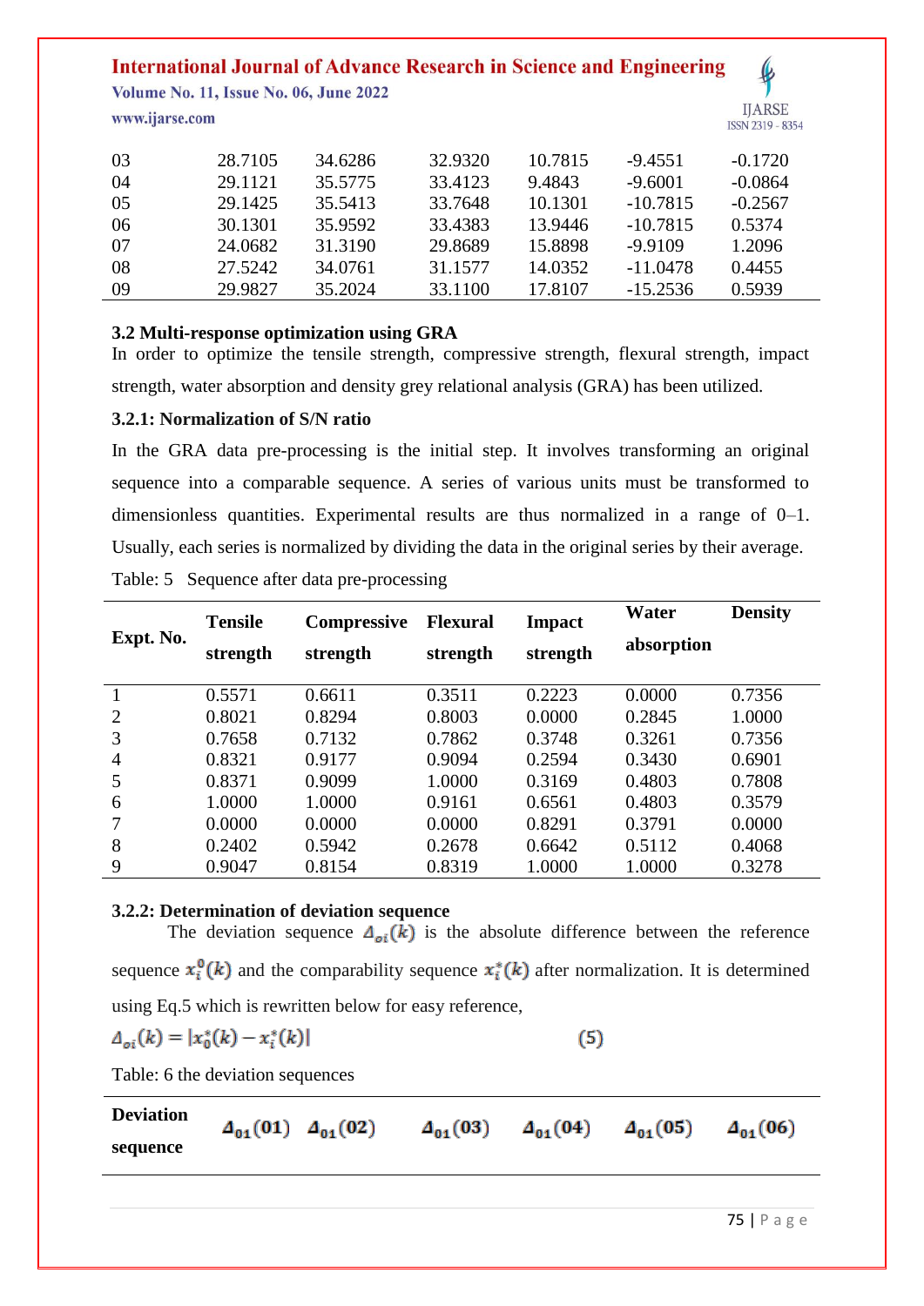| 03 | 28.7105 | 34.6286 | 32.9320 | 10.7815 | -9.4551 | -0.1720 |
|---|---|---|---|---|---|---|
| 04 | 29.1121 | 35.5775 | 33.4123 | 9.4843 | -9.6001 | -0.0864 |
| 05 | 29.1425 | 35.5413 | 33.7648 | 10.1301 | -10.7815 | -0.2567 |
| 06 | 30.1301 | 35.9592 | 33.4383 | 13.9446 | -10.7815 | 0.5374 |
| 07 | 24.0682 | 31.3190 | 29.8689 | 15.8898 | -9.9109 | 1.2096 |
| 08 | 27.5242 | 34.0761 | 31.1577 | 14.0352 | -11.0478 | 0.4455 |
| 09 | 29.9827 | 35.2024 | 33.1100 | 17.8107 | -15.2536 | 0.5939 |

### 3.2 Multi-response optimization using GRA

In order to optimize the tensile strength, compressive strength, flexural strength, impact strength, water absorption and density grey relational analysis (GRA) has been utilized.

#### 3.2.1: Normalization of S/N ratio

In the GRA data pre-processing is the initial step. It involves transforming an original sequence into a comparable sequence. A series of various units must be transformed to dimensionless quantities. Experimental results are thus normalized in a range of 0–1. Usually, each series is normalized by dividing the data in the original series by their average.

Table: 5 Sequence after data pre-processing

| Expt. No. | Tensile strength | Compressive strength | Flexural strength | Impact strength | Water absorption | Density |
|---|---|---|---|---|---|---|
| 1 | 0.5571 | 0.6611 | 0.3511 | 0.2223 | 0.0000 | 0.7356 |
| 2 | 0.8021 | 0.8294 | 0.8003 | 0.0000 | 0.2845 | 1.0000 |
| 3 | 0.7658 | 0.7132 | 0.7862 | 0.3748 | 0.3261 | 0.7356 |
| 4 | 0.8321 | 0.9177 | 0.9094 | 0.2594 | 0.3430 | 0.6901 |
| 5 | 0.8371 | 0.9099 | 1.0000 | 0.3169 | 0.4803 | 0.7808 |
| 6 | 1.0000 | 1.0000 | 0.9161 | 0.6561 | 0.4803 | 0.3579 |
| 7 | 0.0000 | 0.0000 | 0.0000 | 0.8291 | 0.3791 | 0.0000 |
| 8 | 0.2402 | 0.5942 | 0.2678 | 0.6642 | 0.5112 | 0.4068 |
| 9 | 0.9047 | 0.8154 | 0.8319 | 1.0000 | 1.0000 | 0.3278 |

#### 3.2.2: Determination of deviation sequence

The deviation sequence $\Delta_{oi}(k)$ is the absolute difference between the reference sequence $x_i^0(k)$ and the comparability sequence $x_i^*(k)$ after normalization. It is determined using Eq.5 which is rewritten below for easy reference,

$$\Delta_{oi}(k) = |x_0^*(k) - x_i^*(k)| \quad (5)$$

Table: 6 the deviation sequences

| Deviation sequence | $\Delta_{01}(01)$ | $\Delta_{01}(02)$ | $\Delta_{01}(03)$ | $\Delta_{01}(04)$ | $\Delta_{01}(05)$ | $\Delta_{01}(06)$ |
|---|---|---|---|---|---|---|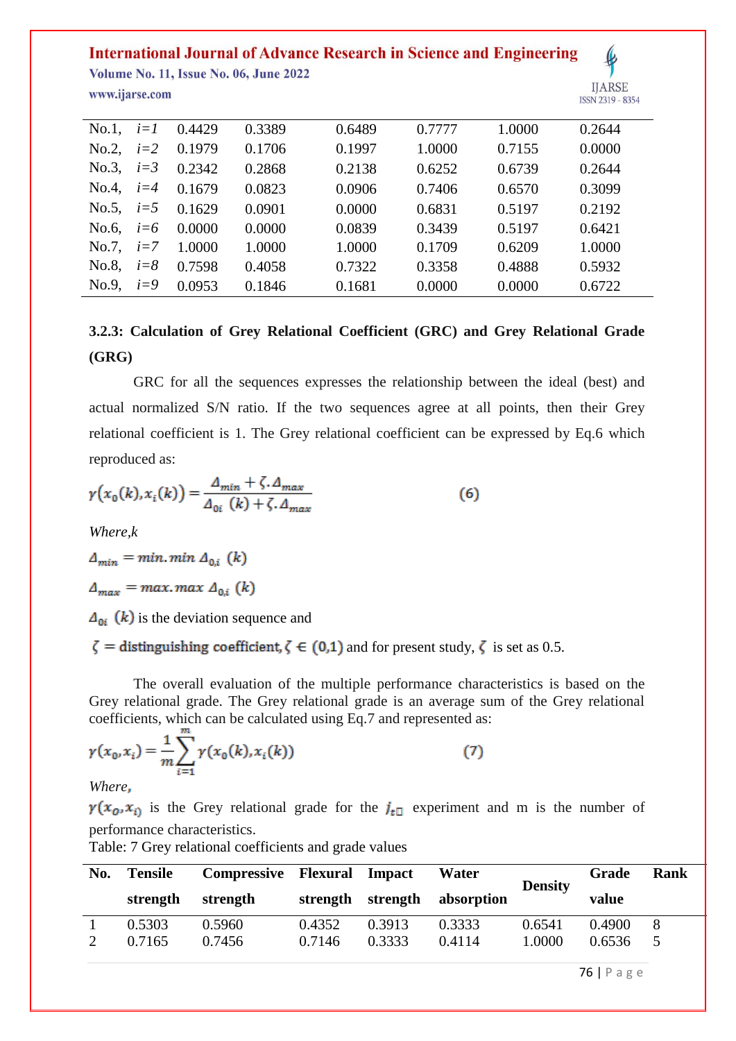| No.1, $i=1$ | 0.4429 | 0.3389 | 0.6489 | 0.7777 | 1.0000 | 0.2644 |
|---|---|---|---|---|---|---|
| No.2, $i=2$ | 0.1979 | 0.1706 | 0.1997 | 1.0000 | 0.7155 | 0.0000 |
| No.3, $i=3$ | 0.2342 | 0.2868 | 0.2138 | 0.6252 | 0.6739 | 0.2644 |
| No.4, $i=4$ | 0.1679 | 0.0823 | 0.0906 | 0.7406 | 0.6570 | 0.3099 |
| No.5, $i=5$ | 0.1629 | 0.0901 | 0.0000 | 0.6831 | 0.5197 | 0.2192 |
| No.6, $i=6$ | 0.0000 | 0.0000 | 0.0839 | 0.3439 | 0.5197 | 0.6421 |
| No.7, $i=7$ | 1.0000 | 1.0000 | 1.0000 | 0.1709 | 0.6209 | 1.0000 |
| No.8, $i=8$ | 0.7598 | 0.4058 | 0.7322 | 0.3358 | 0.4888 | 0.5932 |
| No.9, $i=9$ | 0.0953 | 0.1846 | 0.1681 | 0.0000 | 0.0000 | 0.6722 |

### 3.2.3: Calculation of Grey Relational Coefficient (GRC) and Grey Relational Grade (GRG)

GRC for all the sequences expresses the relationship between the ideal (best) and actual normalized S/N ratio. If the two sequences agree at all points, then their Grey relational coefficient is 1. The Grey relational coefficient can be expressed by Eq.6 which reproduced as:

$$\gamma\left(x_0(k), x_i(k)\right) = \frac{\Delta_{min} + \zeta . \Delta_{max}}{\Delta_{0i}\ (k) + \zeta . \Delta_{max}} \qquad (6)$$

*Where,k*

$\Delta_{min} = min.min\ \Delta_{0,i}\ (k)$

$\Delta_{max} = max.max\ \Delta_{0,i}\ (k)$

$\Delta_{0i}\ (k)$ is the deviation sequence and

$\zeta =$ distinguishing coefficient, $\zeta \in (0,1)$ and for present study, $\zeta$ is set as 0.5.

The overall evaluation of the multiple performance characteristics is based on the Grey relational grade. The Grey relational grade is an average sum of the Grey relational coefficients, which can be calculated using Eq.7 and represented as:

$$\gamma(x_0, x_i) = \frac{1}{m}\sum_{i=1}^{m} \gamma(x_0(k), x_i(k)) \qquad (7)$$

*Where,*

$\gamma(x_0, x_i)$ is the Grey relational grade for the $j_{th}$ experiment and m is the number of performance characteristics.

Table: 7 Grey relational coefficients and grade values

| No. | Tensile strength | Compressive strength | Flexural strength | Impact strength | Water absorption | Density | Grade value | Rank |
|---|---|---|---|---|---|---|---|---|
| 1 | 0.5303 | 0.5960 | 0.4352 | 0.3913 | 0.3333 | 0.6541 | 0.4900 | 8 |
| 2 | 0.7165 | 0.7456 | 0.7146 | 0.3333 | 0.4114 | 1.0000 | 0.6536 | 5 |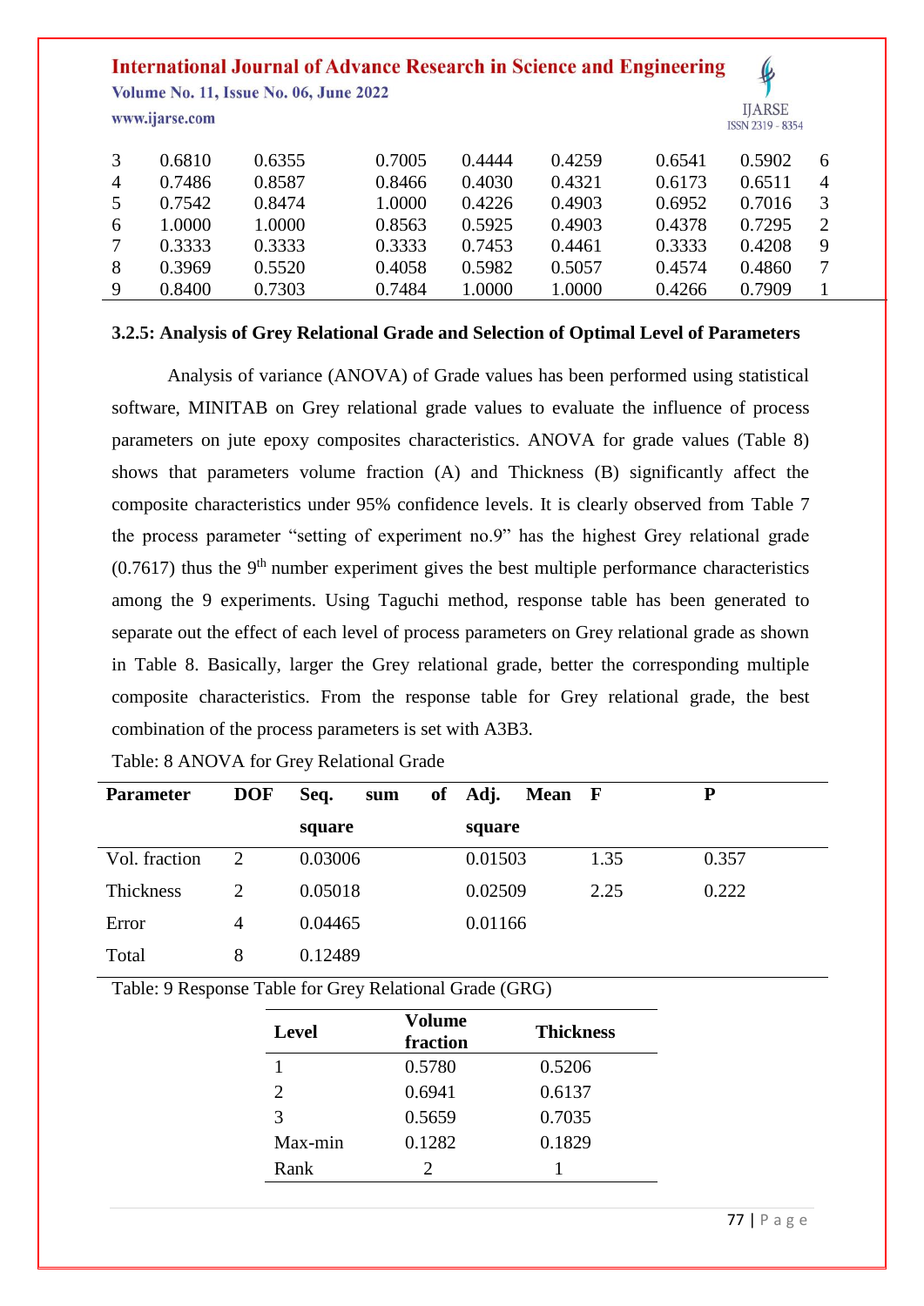| 3 | 0.6810 | 0.6355 | 0.7005 | 0.4444 | 0.4259 | 0.6541 | 0.5902 | 6 |
|---|---|---|---|---|---|---|---|---|
| 4 | 0.7486 | 0.8587 | 0.8466 | 0.4030 | 0.4321 | 0.6173 | 0.6511 | 4 |
| 5 | 0.7542 | 0.8474 | 1.0000 | 0.4226 | 0.4903 | 0.6952 | 0.7016 | 3 |
| 6 | 1.0000 | 1.0000 | 0.8563 | 0.5925 | 0.4903 | 0.4378 | 0.7295 | 2 |
| 7 | 0.3333 | 0.3333 | 0.3333 | 0.7453 | 0.4461 | 0.3333 | 0.4208 | 9 |
| 8 | 0.3969 | 0.5520 | 0.4058 | 0.5982 | 0.5057 | 0.4574 | 0.4860 | 7 |
| 9 | 0.8400 | 0.7303 | 0.7484 | 1.0000 | 1.0000 | 0.4266 | 0.7909 | 1 |

### 3.2.5: Analysis of Grey Relational Grade and Selection of Optimal Level of Parameters

Analysis of variance (ANOVA) of Grade values has been performed using statistical software, MINITAB on Grey relational grade values to evaluate the influence of process parameters on jute epoxy composites characteristics. ANOVA for grade values (Table 8) shows that parameters volume fraction (A) and Thickness (B) significantly affect the composite characteristics under 95% confidence levels. It is clearly observed from Table 7 the process parameter "setting of experiment no.9" has the highest Grey relational grade (0.7617) thus the 9$^{th}$ number experiment gives the best multiple performance characteristics among the 9 experiments. Using Taguchi method, response table has been generated to separate out the effect of each level of process parameters on Grey relational grade as shown in Table 8. Basically, larger the Grey relational grade, better the corresponding multiple composite characteristics. From the response table for Grey relational grade, the best combination of the process parameters is set with A3B3.

Table: 8 ANOVA for Grey Relational Grade

| Parameter | DOF | Seq. sum of square | Adj. Mean square | F | P |
|---|---|---|---|---|---|
| Vol. fraction | 2 | 0.03006 | 0.01503 | 1.35 | 0.357 |
| Thickness | 2 | 0.05018 | 0.02509 | 2.25 | 0.222 |
| Error | 4 | 0.04465 | 0.01166 | | |
| Total | 8 | 0.12489 | | | |

Table: 9 Response Table for Grey Relational Grade (GRG)

| Level | Volume fraction | Thickness |
|---|---|---|
| 1 | 0.5780 | 0.5206 |
| 2 | 0.6941 | 0.6137 |
| 3 | 0.5659 | 0.7035 |
| Max-min | 0.1282 | 0.1829 |
| Rank | 2 | 1 |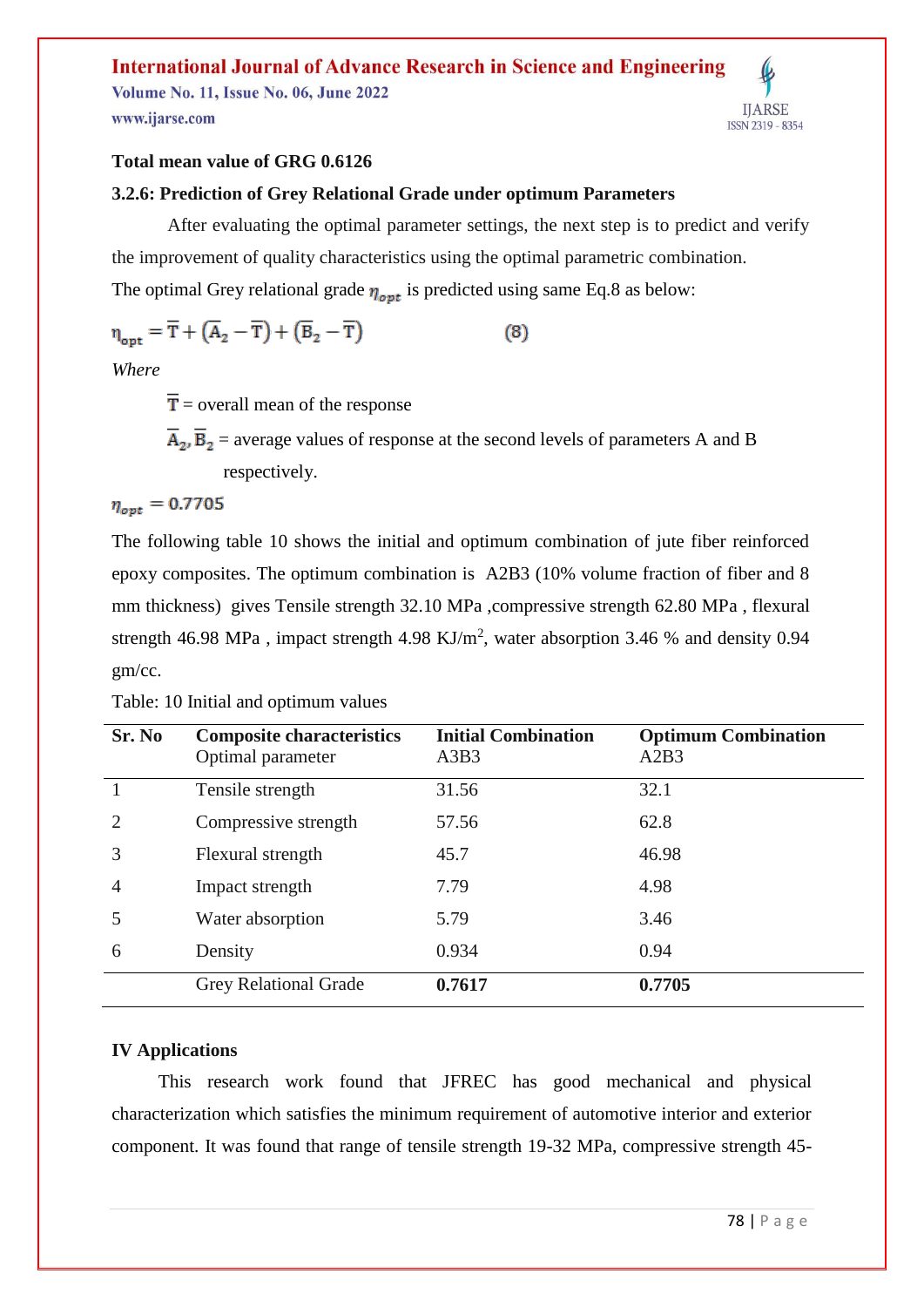**Total mean value of GRG 0.6126**

### 3.2.6: Prediction of Grey Relational Grade under optimum Parameters

After evaluating the optimal parameter settings, the next step is to predict and verify the improvement of quality characteristics using the optimal parametric combination.

The optimal Grey relational grade $\eta_{opt}$ is predicted using same Eq.8 as below:

$$\eta_{opt} = \overline{T} + (\overline{A}_2 - \overline{T}) + (\overline{B}_2 - \overline{T}) \quad (8)$$

*Where*

$\overline{T}$ = overall mean of the response

$\overline{A}_2, \overline{B}_2$ = average values of response at the second levels of parameters A and B respectively.

$\eta_{opt} = 0.7705$

The following table 10 shows the initial and optimum combination of jute fiber reinforced epoxy composites. The optimum combination is A2B3 (10% volume fraction of fiber and 8 mm thickness) gives Tensile strength 32.10 MPa ,compressive strength 62.80 MPa , flexural strength 46.98 MPa , impact strength 4.98 KJ/m$^2$, water absorption 3.46 % and density 0.94 gm/cc.

Table: 10 Initial and optimum values

| Sr. No | **Composite characteristics** Optimal parameter | **Initial Combination** A3B3 | **Optimum Combination** A2B3 |
|---|---|---|---|
| 1 | Tensile strength | 31.56 | 32.1 |
| 2 | Compressive strength | 57.56 | 62.8 |
| 3 | Flexural strength | 45.7 | 46.98 |
| 4 | Impact strength | 7.79 | 4.98 |
| 5 | Water absorption | 5.79 | 3.46 |
| 6 | Density | 0.934 | 0.94 |
| | Grey Relational Grade | **0.7617** | **0.7705** |

## IV Applications

This research work found that JFREC has good mechanical and physical characterization which satisfies the minimum requirement of automotive interior and exterior component. It was found that range of tensile strength 19-32 MPa, compressive strength 45-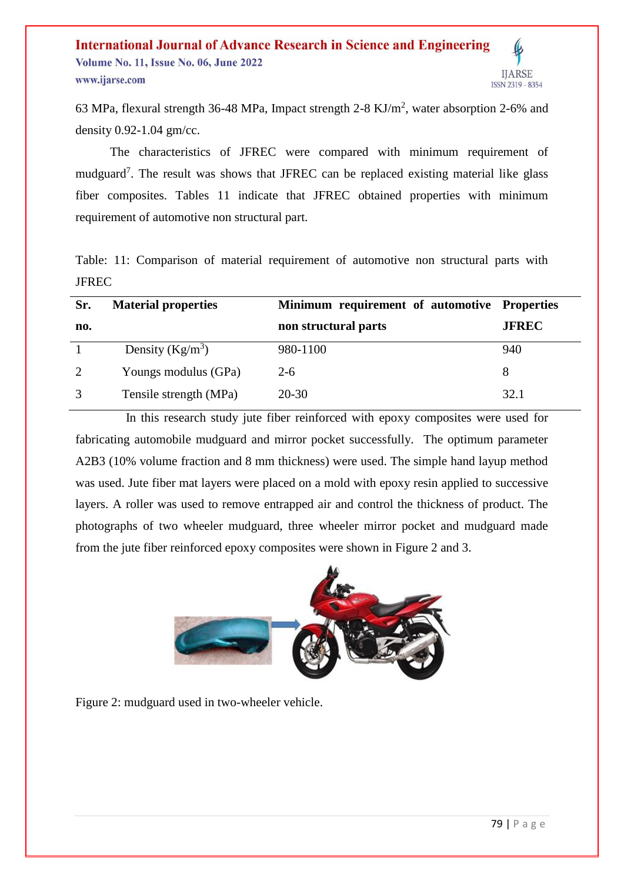63 MPa, flexural strength 36-48 MPa, Impact strength 2-8 $KJ/m^2$, water absorption 2-6% and density 0.92-1.04 gm/cc.

The characteristics of JFREC were compared with minimum requirement of mudguard[7]. The result was shows that JFREC can be replaced existing material like glass fiber composites. Tables 11 indicate that JFREC obtained properties with minimum requirement of automotive non structural part.

Table: 11: Comparison of material requirement of automotive non structural parts with JFREC

| Sr. no. | Material properties | Minimum requirement of automotive non structural parts | Properties JFREC |
|---|---|---|---|
| 1 | Density ($Kg/m^3$) | 980-1100 | 940 |
| 2 | Youngs modulus (GPa) | 2-6 | 8 |
| 3 | Tensile strength (MPa) | 20-30 | 32.1 |

In this research study jute fiber reinforced with epoxy composites were used for fabricating automobile mudguard and mirror pocket successfully. The optimum parameter A2B3 (10% volume fraction and 8 mm thickness) were used. The simple hand layup method was used. Jute fiber mat layers were placed on a mold with epoxy resin applied to successive layers. A roller was used to remove entrapped air and control the thickness of product. The photographs of two wheeler mudguard, three wheeler mirror pocket and mudguard made from the jute fiber reinforced epoxy composites were shown in Figure 2 and 3.

Figure 2: mudguard used in two-wheeler vehicle.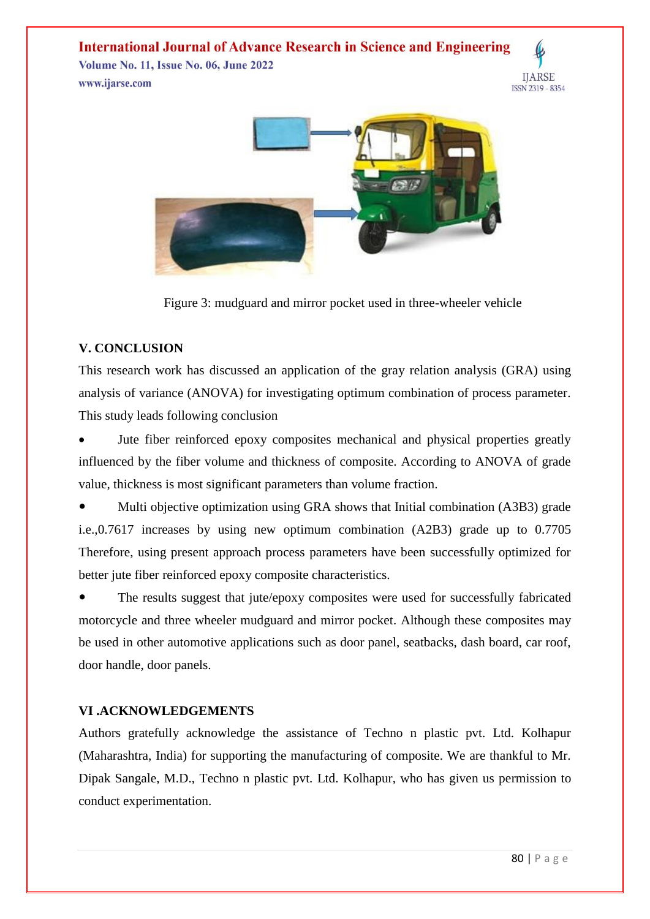Figure 3: mudguard and mirror pocket used in three-wheeler vehicle

## V. CONCLUSION

This research work has discussed an application of the gray relation analysis (GRA) using analysis of variance (ANOVA) for investigating optimum combination of process parameter. This study leads following conclusion

- Jute fiber reinforced epoxy composites mechanical and physical properties greatly influenced by the fiber volume and thickness of composite. According to ANOVA of grade value, thickness is most significant parameters than volume fraction.
- Multi objective optimization using GRA shows that Initial combination (A3B3) grade i.e.,0.7617 increases by using new optimum combination (A2B3) grade up to 0.7705 Therefore, using present approach process parameters have been successfully optimized for better jute fiber reinforced epoxy composite characteristics.
- The results suggest that jute/epoxy composites were used for successfully fabricated motorcycle and three wheeler mudguard and mirror pocket. Although these composites may be used in other automotive applications such as door panel, seatbacks, dash board, car roof, door handle, door panels.

## VI .ACKNOWLEDGEMENTS

Authors gratefully acknowledge the assistance of Techno n plastic pvt. Ltd. Kolhapur (Maharashtra, India) for supporting the manufacturing of composite. We are thankful to Mr. Dipak Sangale, M.D., Techno n plastic pvt. Ltd. Kolhapur, who has given us permission to conduct experimentation.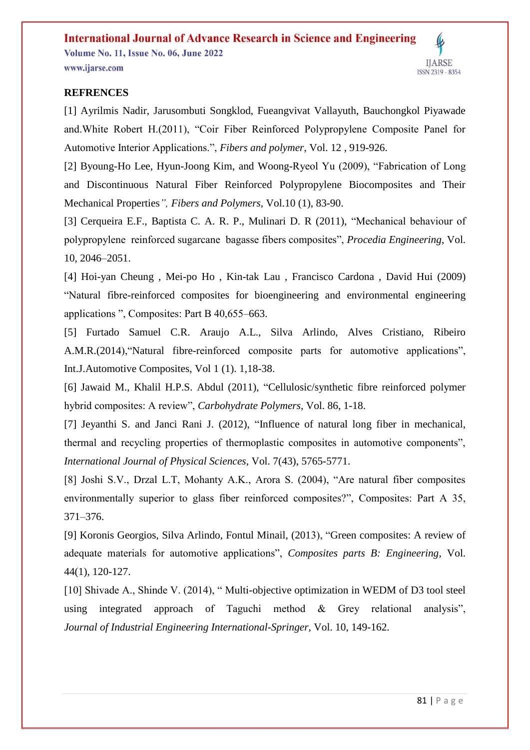**REFRENCES**

[1] Ayrilmis Nadir, Jarusombuti Songklod, Fueangvivat Vallayuth, Bauchongkol Piyawade and.White Robert H.(2011), "Coir Fiber Reinforced Polypropylene Composite Panel for Automotive Interior Applications.", *Fibers and polymer*, Vol. 12 , 919-926.

[2] Byoung-Ho Lee, Hyun-Joong Kim, and Woong-Ryeol Yu (2009), "Fabrication of Long and Discontinuous Natural Fiber Reinforced Polypropylene Biocomposites and Their Mechanical Properties*", Fibers and Polymers*, Vol.10 (1), 83-90.

[3] Cerqueira E.F., Baptista C. A. R. P., Mulinari D. R (2011), "Mechanical behaviour of polypropylene reinforced sugarcane bagasse fibers composites", *Procedia Engineering*, Vol. 10, 2046–2051.

[4] Hoi-yan Cheung , Mei-po Ho , Kin-tak Lau , Francisco Cardona , David Hui (2009) "Natural fibre-reinforced composites for bioengineering and environmental engineering applications ", Composites: Part B 40,655–663.

[5] Furtado Samuel C.R. Araujo A.L., Silva Arlindo, Alves Cristiano, Ribeiro A.M.R.(2014),"Natural fibre-reinforced composite parts for automotive applications", Int.J.Automotive Composites, Vol 1 (1). 1,18-38.

[6] Jawaid M., Khalil H.P.S. Abdul (2011), "Cellulosic/synthetic fibre reinforced polymer hybrid composites: A review", *Carbohydrate Polymers,* Vol. 86, 1-18.

[7] Jeyanthi S. and Janci Rani J. (2012), "Influence of natural long fiber in mechanical, thermal and recycling properties of thermoplastic composites in automotive components", *International Journal of Physical Sciences*, Vol. 7(43), 5765-5771.

[8] Joshi S.V., Drzal L.T, Mohanty A.K., Arora S. (2004), "Are natural fiber composites environmentally superior to glass fiber reinforced composites?", Composites: Part A 35, 371–376.

[9] Koronis Georgios, Silva Arlindo, Fontul Minail, (2013), "Green composites: A review of adequate materials for automotive applications", *Composites parts B: Engineering*, Vol. 44(1), 120-127.

[10] Shivade A., Shinde V. (2014), " Multi-objective optimization in WEDM of D3 tool steel using integrated approach of Taguchi method & Grey relational analysis", *Journal of Industrial Engineering International-Springer*, Vol. 10, 149-162.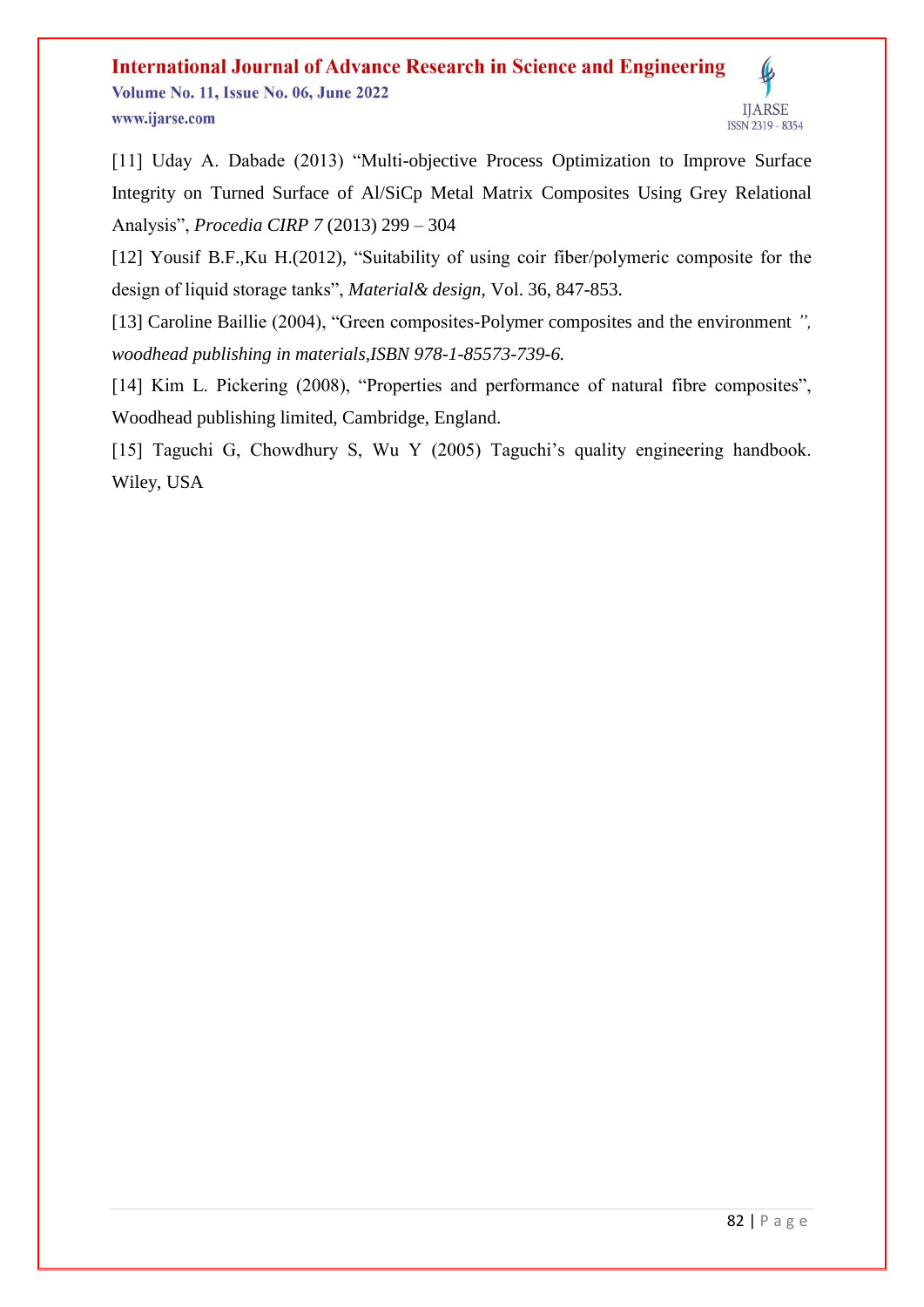[11] Uday A. Dabade (2013) "Multi-objective Process Optimization to Improve Surface Integrity on Turned Surface of Al/SiCp Metal Matrix Composites Using Grey Relational Analysis", *Procedia CIRP 7* (2013) 299 – 304

[12] Yousif B.F.,Ku H.(2012), "Suitability of using coir fiber/polymeric composite for the design of liquid storage tanks", *Material& design,* Vol. 36, 847-853.

[13] Caroline Baillie (2004), "Green composites-Polymer composites and the environment *", woodhead publishing in materials,ISBN 978-1-85573-739-6.*

[14] Kim L. Pickering (2008), "Properties and performance of natural fibre composites", Woodhead publishing limited, Cambridge, England.

[15] Taguchi G, Chowdhury S, Wu Y (2005) Taguchi's quality engineering handbook. Wiley, USA